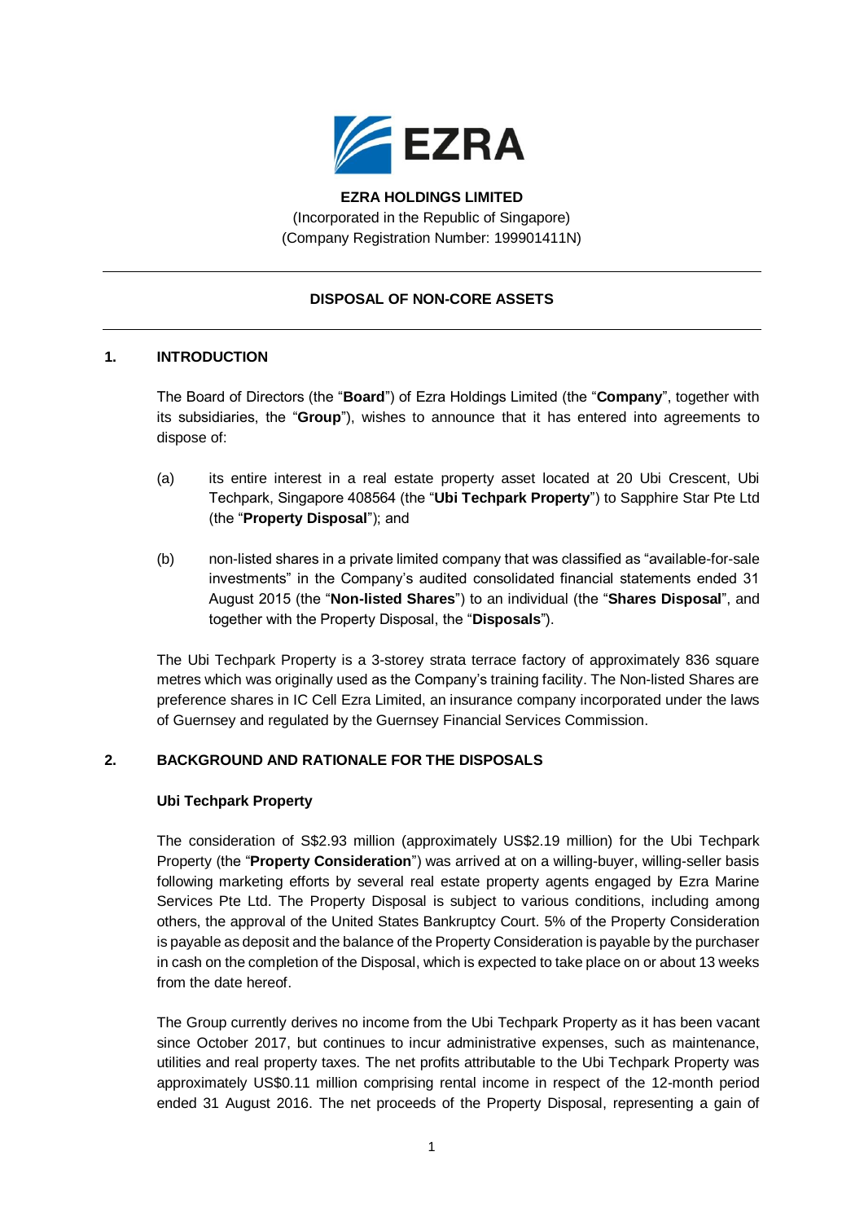**EZRA HOLDINGS LIMITED**

(Incorporated in the Republic of Singapore)
(Company Registration Number: 199901411N)

---

**DISPOSAL OF NON-CORE ASSETS**

---

## 1. INTRODUCTION

The Board of Directors (the "**Board**") of Ezra Holdings Limited (the "**Company**", together with its subsidiaries, the "**Group**"), wishes to announce that it has entered into agreements to dispose of:

(a) its entire interest in a real estate property asset located at 20 Ubi Crescent, Ubi Techpark, Singapore 408564 (the "**Ubi Techpark Property**") to Sapphire Star Pte Ltd (the "**Property Disposal**"); and

(b) non-listed shares in a private limited company that was classified as "available-for-sale investments" in the Company's audited consolidated financial statements ended 31 August 2015 (the "**Non-listed Shares**") to an individual (the "**Shares Disposal**", and together with the Property Disposal, the "**Disposals**").

The Ubi Techpark Property is a 3-storey strata terrace factory of approximately 836 square metres which was originally used as the Company's training facility. The Non-listed Shares are preference shares in IC Cell Ezra Limited, an insurance company incorporated under the laws of Guernsey and regulated by the Guernsey Financial Services Commission.

## 2. BACKGROUND AND RATIONALE FOR THE DISPOSALS

**Ubi Techpark Property**

The consideration of S$2.93 million (approximately US$2.19 million) for the Ubi Techpark Property (the "**Property Consideration**") was arrived at on a willing-buyer, willing-seller basis following marketing efforts by several real estate property agents engaged by Ezra Marine Services Pte Ltd. The Property Disposal is subject to various conditions, including among others, the approval of the United States Bankruptcy Court. 5% of the Property Consideration is payable as deposit and the balance of the Property Consideration is payable by the purchaser in cash on the completion of the Disposal, which is expected to take place on or about 13 weeks from the date hereof.

The Group currently derives no income from the Ubi Techpark Property as it has been vacant since October 2017, but continues to incur administrative expenses, such as maintenance, utilities and real property taxes. The net profits attributable to the Ubi Techpark Property was approximately US$0.11 million comprising rental income in respect of the 12-month period ended 31 August 2016. The net proceeds of the Property Disposal, representing a gain of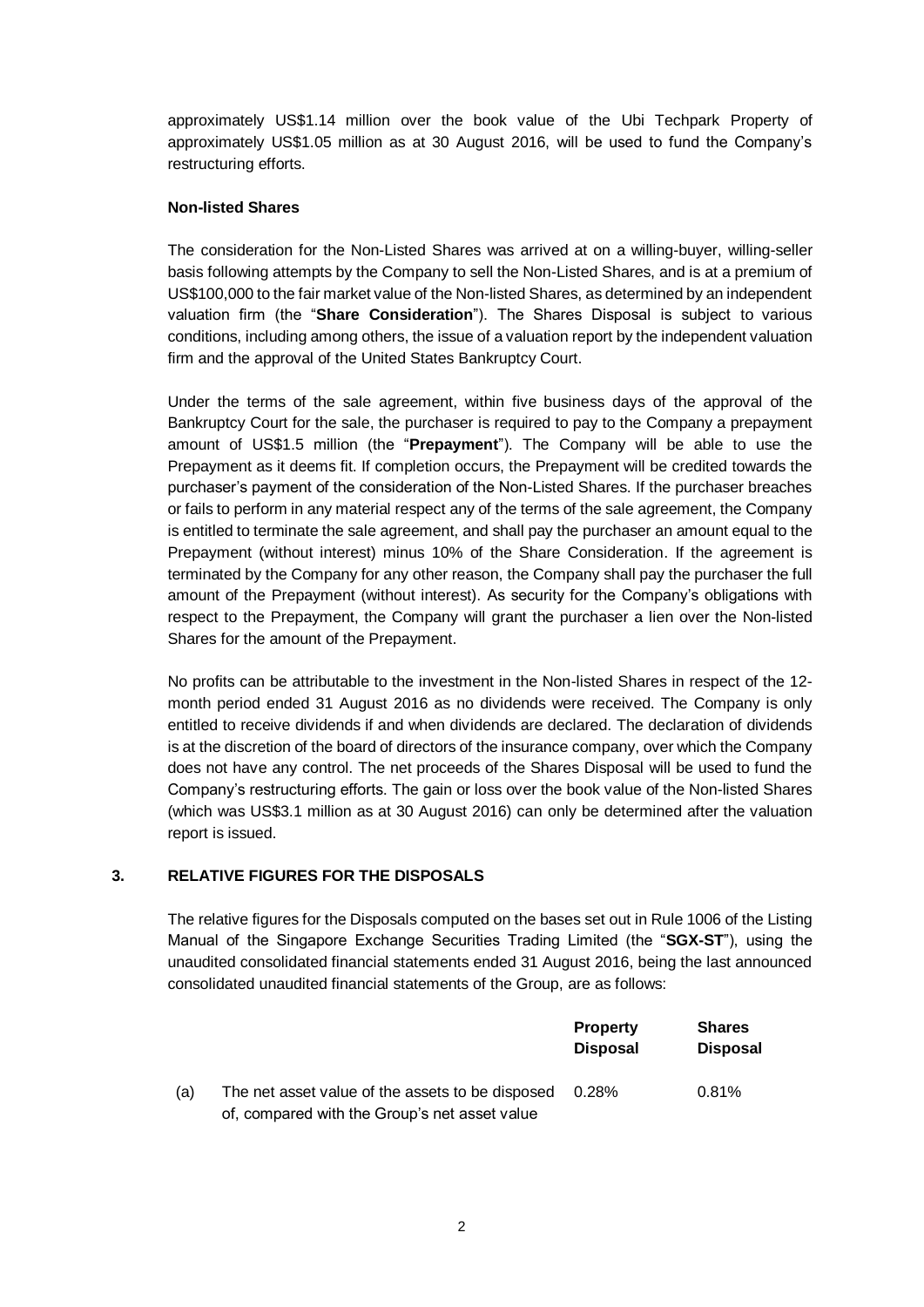approximately US$1.14 million over the book value of the Ubi Techpark Property of approximately US$1.05 million as at 30 August 2016, will be used to fund the Company's restructuring efforts.

**Non-listed Shares**

The consideration for the Non-Listed Shares was arrived at on a willing-buyer, willing-seller basis following attempts by the Company to sell the Non-Listed Shares, and is at a premium of US$100,000 to the fair market value of the Non-listed Shares, as determined by an independent valuation firm (the "**Share Consideration**"). The Shares Disposal is subject to various conditions, including among others, the issue of a valuation report by the independent valuation firm and the approval of the United States Bankruptcy Court.

Under the terms of the sale agreement, within five business days of the approval of the Bankruptcy Court for the sale, the purchaser is required to pay to the Company a prepayment amount of US$1.5 million (the "**Prepayment**"). The Company will be able to use the Prepayment as it deems fit. If completion occurs, the Prepayment will be credited towards the purchaser's payment of the consideration of the Non-Listed Shares. If the purchaser breaches or fails to perform in any material respect any of the terms of the sale agreement, the Company is entitled to terminate the sale agreement, and shall pay the purchaser an amount equal to the Prepayment (without interest) minus 10% of the Share Consideration. If the agreement is terminated by the Company for any other reason, the Company shall pay the purchaser the full amount of the Prepayment (without interest). As security for the Company's obligations with respect to the Prepayment, the Company will grant the purchaser a lien over the Non-listed Shares for the amount of the Prepayment.

No profits can be attributable to the investment in the Non-listed Shares in respect of the 12-month period ended 31 August 2016 as no dividends were received. The Company is only entitled to receive dividends if and when dividends are declared. The declaration of dividends is at the discretion of the board of directors of the insurance company, over which the Company does not have any control. The net proceeds of the Shares Disposal will be used to fund the Company's restructuring efforts. The gain or loss over the book value of the Non-listed Shares (which was US$3.1 million as at 30 August 2016) can only be determined after the valuation report is issued.

## 3. RELATIVE FIGURES FOR THE DISPOSALS

The relative figures for the Disposals computed on the bases set out in Rule 1006 of the Listing Manual of the Singapore Exchange Securities Trading Limited (the "**SGX-ST**"), using the unaudited consolidated financial statements ended 31 August 2016, being the last announced consolidated unaudited financial statements of the Group, are as follows:

| | | **Property Disposal** | **Shares Disposal** |
|---|---|---|---|
| (a) | The net asset value of the assets to be disposed of, compared with the Group's net asset value | 0.28% | 0.81% |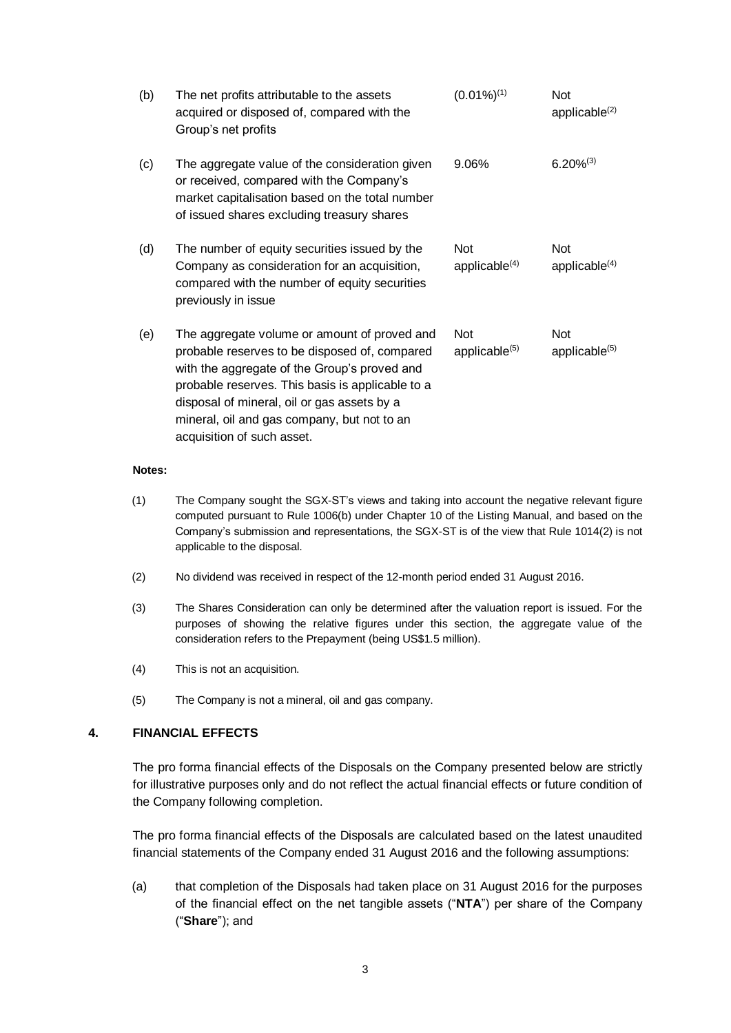| | | | |
|---|---|---|---|
| (b) | The net profits attributable to the assets acquired or disposed of, compared with the Group's net profits | (0.01%)[(1)] | Not applicable[(2)] |
| (c) | The aggregate value of the consideration given or received, compared with the Company's market capitalisation based on the total number of issued shares excluding treasury shares | 9.06% | 6.20%[(3)] |
| (d) | The number of equity securities issued by the Company as consideration for an acquisition, compared with the number of equity securities previously in issue | Not applicable[(4)] | Not applicable[(4)] |
| (e) | The aggregate volume or amount of proved and probable reserves to be disposed of, compared with the aggregate of the Group's proved and probable reserves. This basis is applicable to a disposal of mineral, oil or gas assets by a mineral, oil and gas company, but not to an acquisition of such asset. | Not applicable[(5)] | Not applicable[(5)] |

**Notes:**

(1) The Company sought the SGX-ST's views and taking into account the negative relevant figure computed pursuant to Rule 1006(b) under Chapter 10 of the Listing Manual, and based on the Company's submission and representations, the SGX-ST is of the view that Rule 1014(2) is not applicable to the disposal.

(2) No dividend was received in respect of the 12-month period ended 31 August 2016.

(3) The Shares Consideration can only be determined after the valuation report is issued. For the purposes of showing the relative figures under this section, the aggregate value of the consideration refers to the Prepayment (being US$1.5 million).

(4) This is not an acquisition.

(5) The Company is not a mineral, oil and gas company.

## 4. FINANCIAL EFFECTS

The pro forma financial effects of the Disposals on the Company presented below are strictly for illustrative purposes only and do not reflect the actual financial effects or future condition of the Company following completion.

The pro forma financial effects of the Disposals are calculated based on the latest unaudited financial statements of the Company ended 31 August 2016 and the following assumptions:

(a) that completion of the Disposals had taken place on 31 August 2016 for the purposes of the financial effect on the net tangible assets ("**NTA**") per share of the Company ("**Share**"); and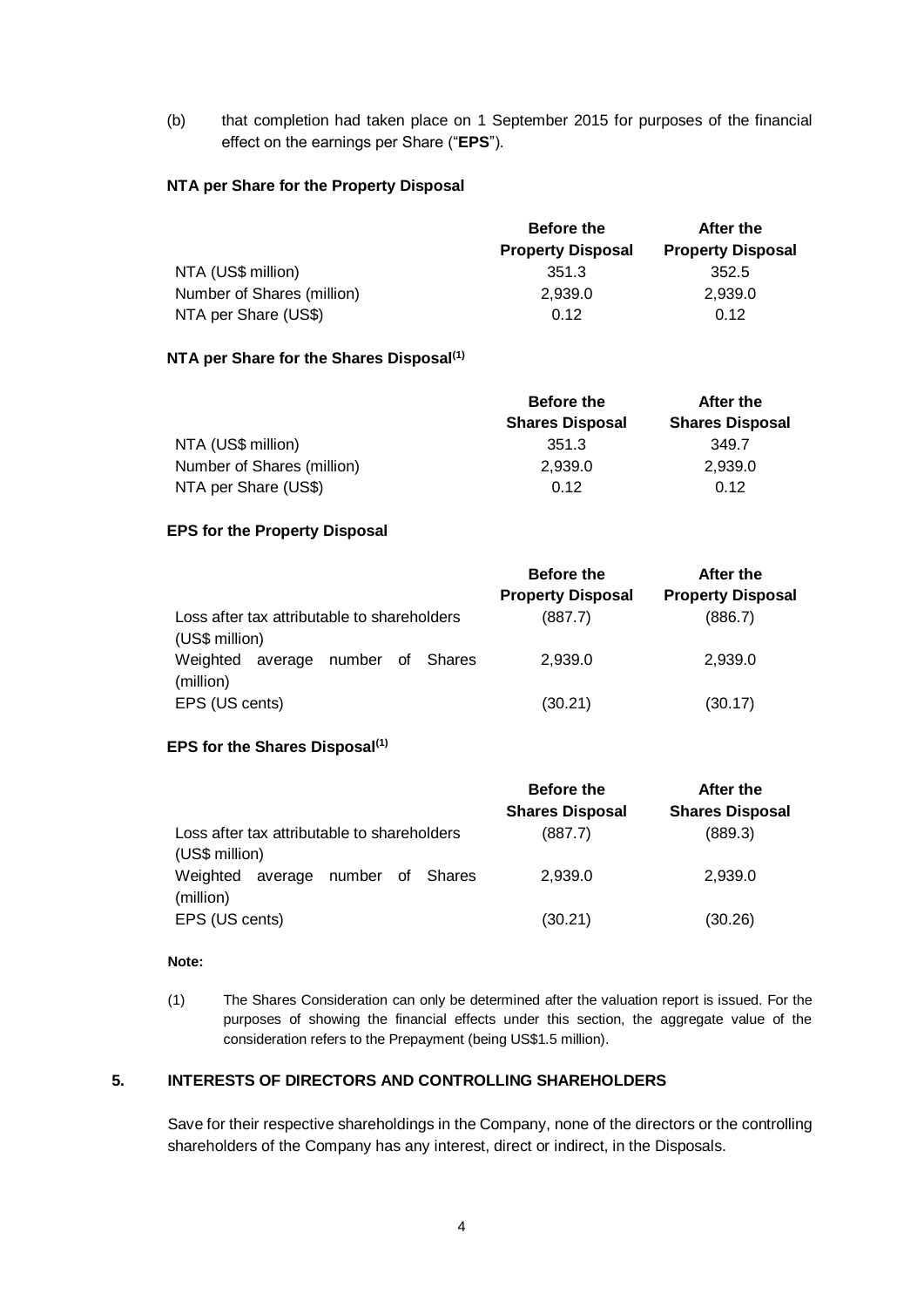(b) that completion had taken place on 1 September 2015 for purposes of the financial effect on the earnings per Share ("**EPS**").

**NTA per Share for the Property Disposal**

| | **Before the Property Disposal** | **After the Property Disposal** |
|---|---|---|
| NTA (US$ million) | 351.3 | 352.5 |
| Number of Shares (million) | 2,939.0 | 2,939.0 |
| NTA per Share (US$) | 0.12 | 0.12 |

**NTA per Share for the Shares Disposal[(1)]**

| | **Before the Shares Disposal** | **After the Shares Disposal** |
|---|---|---|
| NTA (US$ million) | 351.3 | 349.7 |
| Number of Shares (million) | 2,939.0 | 2,939.0 |
| NTA per Share (US$) | 0.12 | 0.12 |

**EPS for the Property Disposal**

| | **Before the Property Disposal** | **After the Property Disposal** |
|---|---|---|
| Loss after tax attributable to shareholders (US$ million) | (887.7) | (886.7) |
| Weighted average number of Shares (million) | 2,939.0 | 2,939.0 |
| EPS (US cents) | (30.21) | (30.17) |

**EPS for the Shares Disposal[(1)]**

| | **Before the Shares Disposal** | **After the Shares Disposal** |
|---|---|---|
| Loss after tax attributable to shareholders (US$ million) | (887.7) | (889.3) |
| Weighted average number of Shares (million) | 2,939.0 | 2,939.0 |
| EPS (US cents) | (30.21) | (30.26) |

**Note:**

(1) The Shares Consideration can only be determined after the valuation report is issued. For the purposes of showing the financial effects under this section, the aggregate value of the consideration refers to the Prepayment (being US$1.5 million).

## 5. INTERESTS OF DIRECTORS AND CONTROLLING SHAREHOLDERS

Save for their respective shareholdings in the Company, none of the directors or the controlling shareholders of the Company has any interest, direct or indirect, in the Disposals.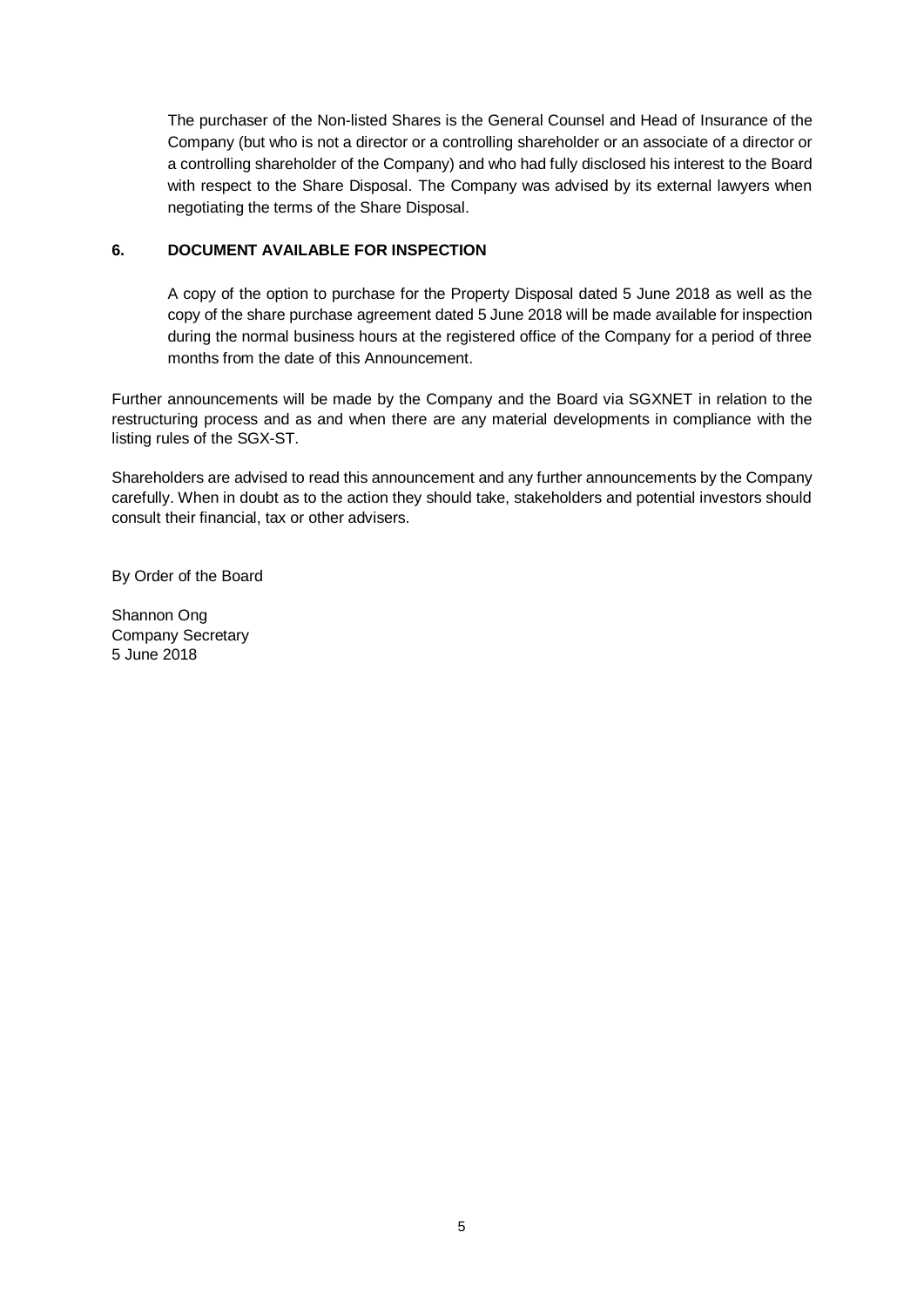The purchaser of the Non-listed Shares is the General Counsel and Head of Insurance of the Company (but who is not a director or a controlling shareholder or an associate of a director or a controlling shareholder of the Company) and who had fully disclosed his interest to the Board with respect to the Share Disposal. The Company was advised by its external lawyers when negotiating the terms of the Share Disposal.

## 6. DOCUMENT AVAILABLE FOR INSPECTION

A copy of the option to purchase for the Property Disposal dated 5 June 2018 as well as the copy of the share purchase agreement dated 5 June 2018 will be made available for inspection during the normal business hours at the registered office of the Company for a period of three months from the date of this Announcement.

Further announcements will be made by the Company and the Board via SGXNET in relation to the restructuring process and as and when there are any material developments in compliance with the listing rules of the SGX-ST.

Shareholders are advised to read this announcement and any further announcements by the Company carefully. When in doubt as to the action they should take, stakeholders and potential investors should consult their financial, tax or other advisers.

By Order of the Board

Shannon Ong
Company Secretary
5 June 2018